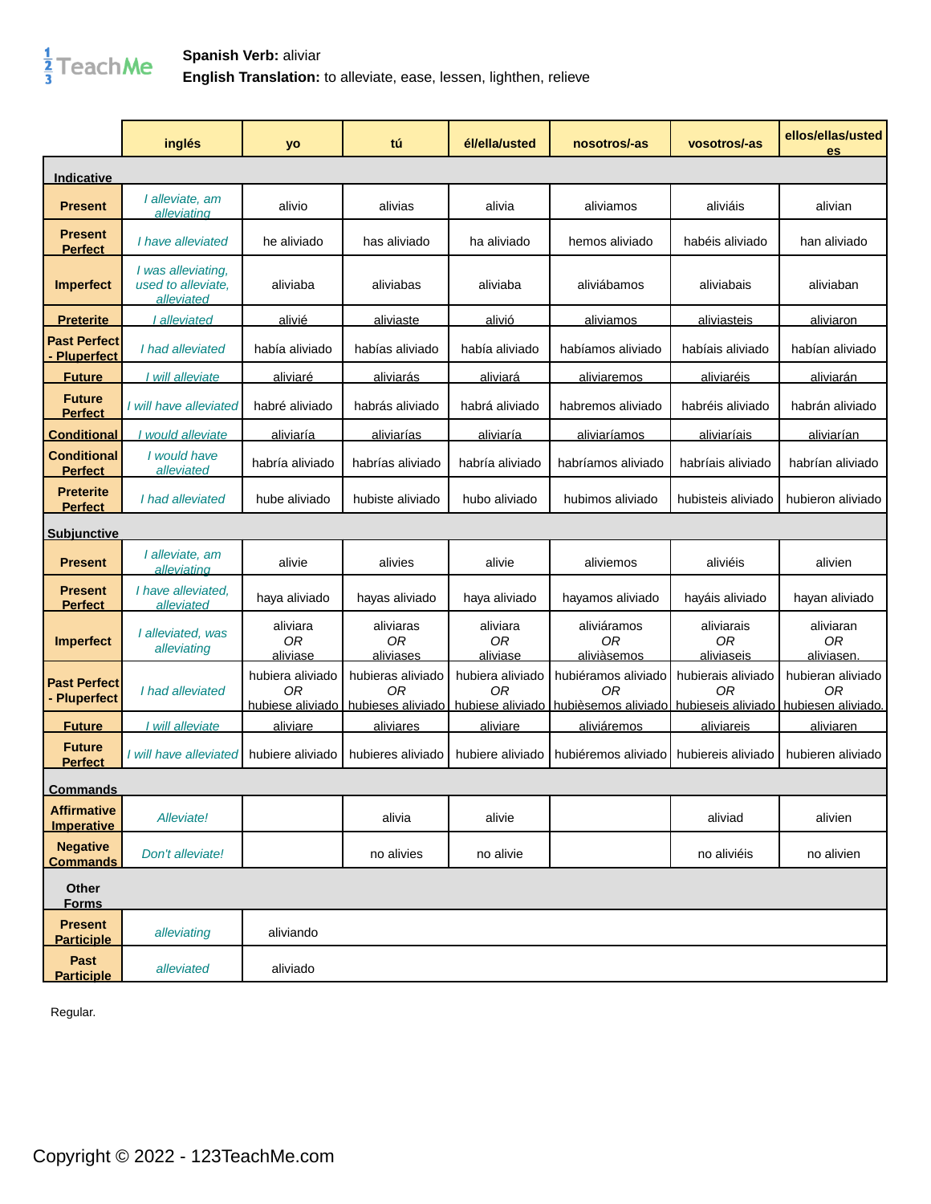**Spanish Verb:** aliviar
**English Translation:** to alleviate, ease, lessen, lighten, relieve

| | inglés | yo | tú | él/ella/usted | nosotros/-as | vosotros/-as | ellos/ellas/ustedes |
|---|---|---|---|---|---|---|---|
| **Indicative** | | | | | | | |
| **Present** | *I alleviate, am alleviating* | alivio | alivias | alivia | aliviamos | aliviáis | alivian |
| **Present Perfect** | *I have alleviated* | he aliviado | has aliviado | ha aliviado | hemos aliviado | habéis aliviado | han aliviado |
| **Imperfect** | *I was alleviating, used to alleviate, alleviated* | aliviaba | aliviabas | aliviaba | aliviábamos | aliviabais | aliviaban |
| **Preterite** | *I alleviated* | alivié | aliviaste | alivió | aliviamos | aliviasteis | aliviaron |
| **Past Perfect - Pluperfect** | *I had alleviated* | había aliviado | habías aliviado | había aliviado | habíamos aliviado | habíais aliviado | habían aliviado |
| **Future** | *I will alleviate* | aliviaré | aliviarás | aliviará | aliviaremos | aliviaréis | aliviarán |
| **Future Perfect** | *I will have alleviated* | habré aliviado | habrás aliviado | habrá aliviado | habremos aliviado | habréis aliviado | habrán aliviado |
| **Conditional** | *I would alleviate* | aliviaría | aliviarías | aliviaría | aliviaríamos | aliviaríais | aliviarían |
| **Conditional Perfect** | *I would have alleviated* | habría aliviado | habrías aliviado | habría aliviado | habríamos aliviado | habríais aliviado | habrían aliviado |
| **Preterite Perfect** | *I had alleviated* | hube aliviado | hubiste aliviado | hubo aliviado | hubimos aliviado | hubisteis aliviado | hubieron aliviado |
| **Subjunctive** | | | | | | | |
| **Present** | *I alleviate, am alleviating* | alivie | alivies | alivie | aliviemos | aliviéis | alivien |
| **Present Perfect** | *I have alleviated, alleviated* | haya aliviado | hayas aliviado | haya aliviado | hayamos aliviado | hayáis aliviado | hayan aliviado |
| **Imperfect** | *I alleviated, was alleviating* | aliviara *OR* aliviase | aliviaras *OR* aliviases | aliviara *OR* aliviase | aliviáramos *OR* aliviàsemos | aliviarais *OR* aliviaseis | aliviaran *OR* aliviasen. |
| **Past Perfect - Pluperfect** | *I had alleviated* | hubiera aliviado *OR* hubiese aliviado | hubieras aliviado *OR* hubieses aliviado | hubiera aliviado *OR* hubiese aliviado | hubiéramos aliviado *OR* hubièsemos aliviado | hubierais aliviado *OR* hubieseis aliviado | hubieran aliviado *OR* hubiesen aliviado. |
| **Future** | *I will alleviate* | aliviare | aliviares | aliviare | aliviáremos | aliviareis | aliviaren |
| **Future Perfect** | *I will have alleviated* | hubiere aliviado | hubieres aliviado | hubiere aliviado | hubiéremos aliviado | hubiereis aliviado | hubieren aliviado |
| **Commands** | | | | | | | |
| **Affirmative Imperative** | *Alleviate!* | | alivia | alivie | | aliviad | alivien |
| **Negative Commands** | *Don't alleviate!* | | no alivies | no alivie | | no aliviéis | no alivien |
| **Other Forms** | | | | | | | |
| **Present Participle** | *alleviating* | aliviando | | | | | |
| **Past Participle** | *alleviated* | aliviado | | | | | |

Regular.

Copyright © 2022 - 123TeachMe.com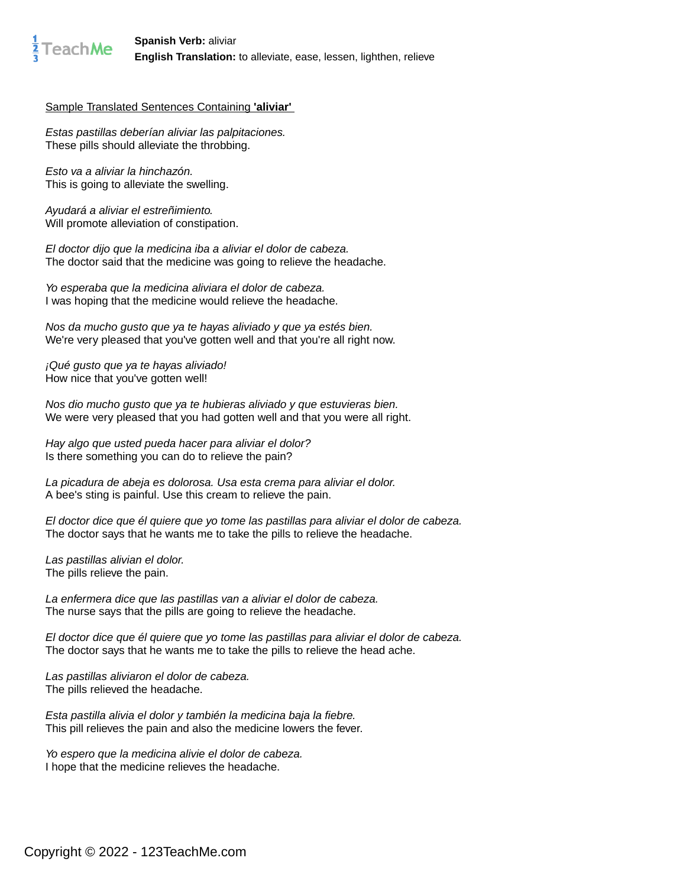**Spanish Verb:** aliviar
**English Translation:** to alleviate, ease, lessen, lighten, relieve

<u>Sample Translated Sentences Containing **'aliviar'**</u>

*Estas pastillas deberían aliviar las palpitaciones.*
These pills should alleviate the throbbing.

*Esto va a aliviar la hinchazón.*
This is going to alleviate the swelling.

*Ayudará a aliviar el estreñimiento.*
Will promote alleviation of constipation.

*El doctor dijo que la medicina iba a aliviar el dolor de cabeza.*
The doctor said that the medicine was going to relieve the headache.

*Yo esperaba que la medicina aliviara el dolor de cabeza.*
I was hoping that the medicine would relieve the headache.

*Nos da mucho gusto que ya te hayas aliviado y que ya estés bien.*
We're very pleased that you've gotten well and that you're all right now.

*¡Qué gusto que ya te hayas aliviado!*
How nice that you've gotten well!

*Nos dio mucho gusto que ya te hubieras aliviado y que estuvieras bien.*
We were very pleased that you had gotten well and that you were all right.

*Hay algo que usted pueda hacer para aliviar el dolor?*
Is there something you can do to relieve the pain?

*La picadura de abeja es dolorosa. Usa esta crema para aliviar el dolor.*
A bee's sting is painful. Use this cream to relieve the pain.

*El doctor dice que él quiere que yo tome las pastillas para aliviar el dolor de cabeza.*
The doctor says that he wants me to take the pills to relieve the headache.

*Las pastillas alivian el dolor.*
The pills relieve the pain.

*La enfermera dice que las pastillas van a aliviar el dolor de cabeza.*
The nurse says that the pills are going to relieve the headache.

*El doctor dice que él quiere que yo tome las pastillas para aliviar el dolor de cabeza.*
The doctor says that he wants me to take the pills to relieve the head ache.

*Las pastillas aliviaron el dolor de cabeza.*
The pills relieved the headache.

*Esta pastilla alivia el dolor y también la medicina baja la fiebre.*
This pill relieves the pain and also the medicine lowers the fever.

*Yo espero que la medicina alivie el dolor de cabeza.*
I hope that the medicine relieves the headache.